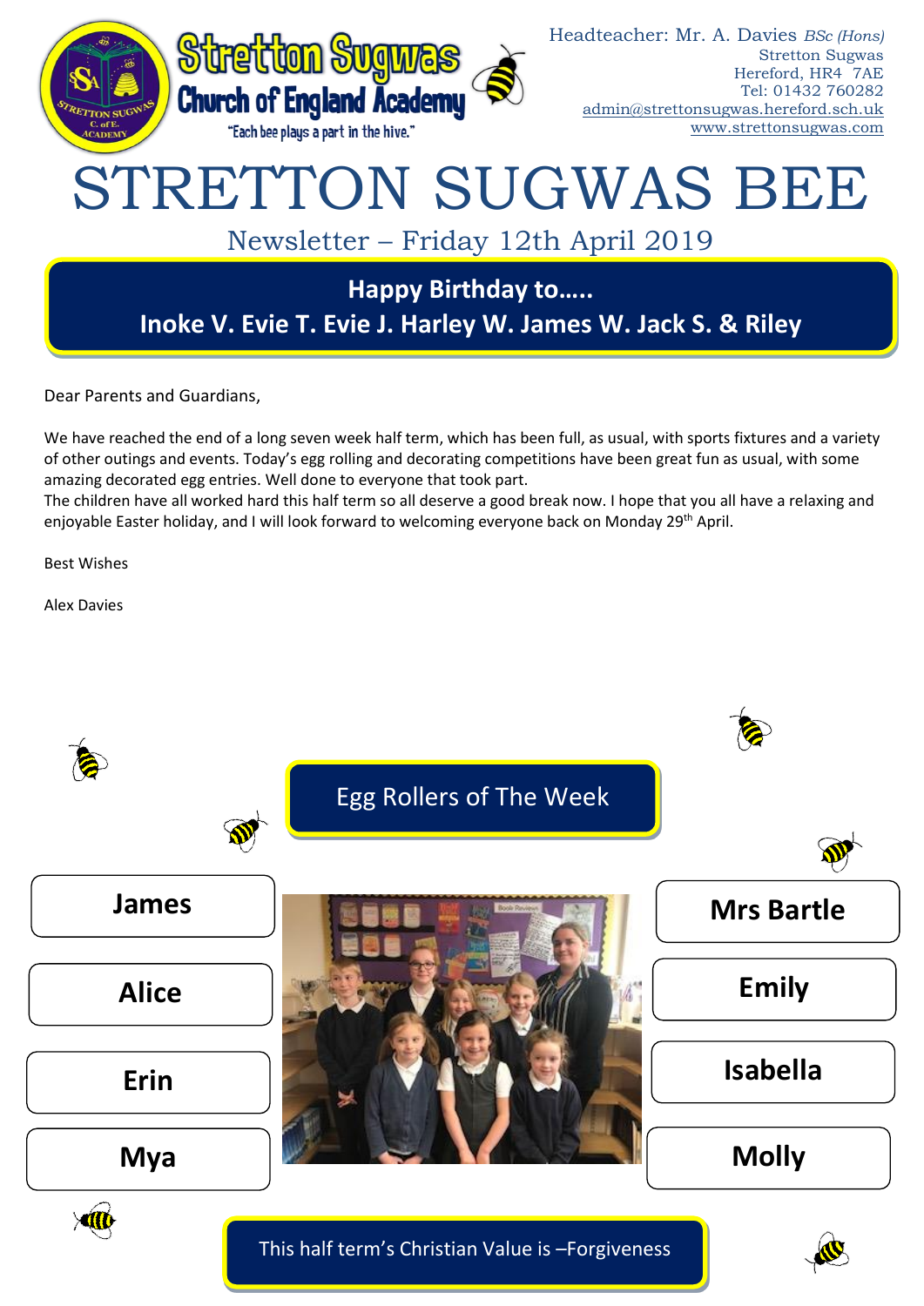Stretton Sugwas Church of England Academy

"Each bee plays a part in the hive."

Headteacher: Mr. A. Davies *BSc (Hons)*
Stretton Sugwas
Hereford, HR4 7AE
Tel: 01432 760282
admin@strettonsugwas.hereford.sch.uk
www.strettonsugwas.com

# STRETTON SUGWAS BEE

## Newsletter – Friday 12th April 2019

**Happy Birthday to…..**
**Inoke V. Evie T. Evie J. Harley W. James W. Jack S. & Riley**

Dear Parents and Guardians,

We have reached the end of a long seven week half term, which has been full, as usual, with sports fixtures and a variety of other outings and events. Today's egg rolling and decorating competitions have been great fun as usual, with some amazing decorated egg entries. Well done to everyone that took part.
The children have all worked hard this half term so all deserve a good break now. I hope that you all have a relaxing and enjoyable Easter holiday, and I will look forward to welcoming everyone back on Monday 29th April.

Best Wishes

Alex Davies

### Egg Rollers of The Week

**James**
**Alice**
**Erin**
**Mya**
**Mrs Bartle**
**Emily**
**Isabella**
**Molly**

This half term's Christian Value is –Forgiveness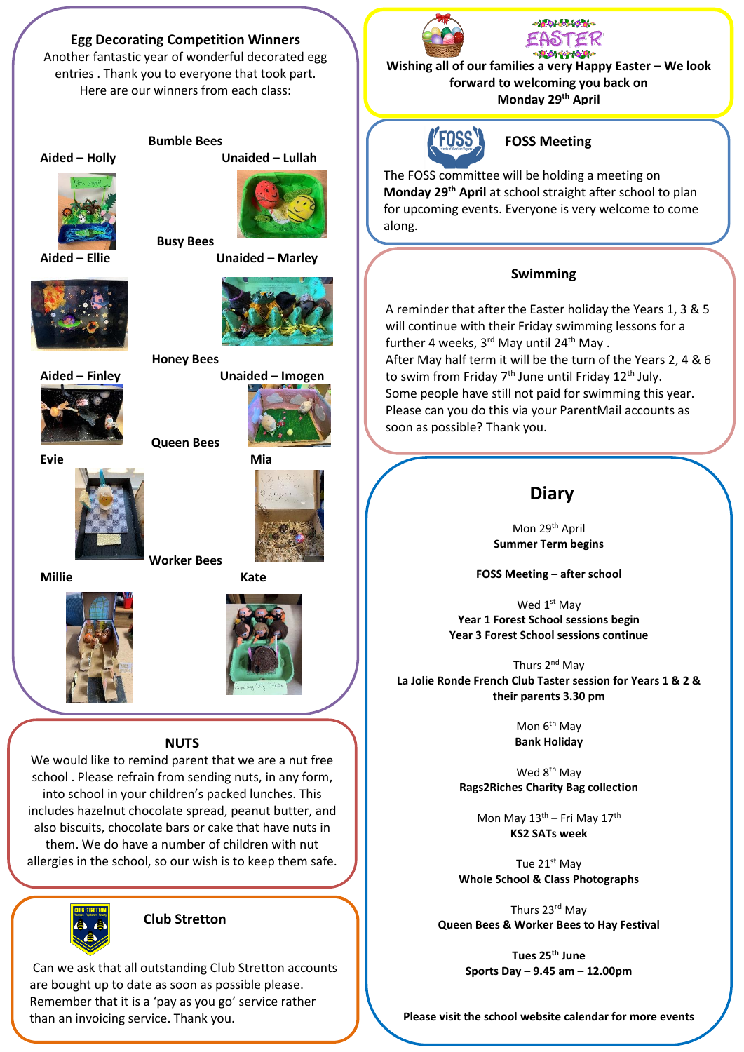## Egg Decorating Competition Winners

Another fantastic year of wonderful decorated egg entries . Thank you to everyone that took part. Here are our winners from each class:

**Bumble Bees**

**Aided – Holly** **Unaided – Lullah**

**Busy Bees**

**Aided – Ellie** **Unaided – Marley**

**Honey Bees**

**Aided – Finley** **Unaided – Imogen**

**Queen Bees**

**Evie** **Mia**

**Worker Bees**

**Millie** **Kate**

## NUTS

We would like to remind parent that we are a nut free school . Please refrain from sending nuts, in any form, into school in your children's packed lunches. This includes hazelnut chocolate spread, peanut butter, and also biscuits, chocolate bars or cake that have nuts in them. We do have a number of children with nut allergies in the school, so our wish is to keep them safe.

## Club Stretton

Can we ask that all outstanding Club Stretton accounts are bought up to date as soon as possible please. Remember that it is a 'pay as you go' service rather than an invoicing service. Thank you.

## EASTER

**Wishing all of our families a very Happy Easter – We look forward to welcoming you back on Monday 29th April**

## FOSS Meeting

The FOSS committee will be holding a meeting on **Monday 29th April** at school straight after school to plan for upcoming events. Everyone is very welcome to come along.

## Swimming

A reminder that after the Easter holiday the Years 1, 3 & 5 will continue with their Friday swimming lessons for a further 4 weeks, 3rd May until 24th May .

After May half term it will be the turn of the Years 2, 4 & 6 to swim from Friday 7th June until Friday 12th July.

Some people have still not paid for swimming this year. Please can you do this via your ParentMail accounts as soon as possible? Thank you.

## Diary

Mon 29th April
**Summer Term begins**

**FOSS Meeting – after school**

Wed 1st May
**Year 1 Forest School sessions begin**
**Year 3 Forest School sessions continue**

Thurs 2nd May
**La Jolie Ronde French Club Taster session for Years 1 & 2 & their parents 3.30 pm**

Mon 6th May
**Bank Holiday**

Wed 8th May
**Rags2Riches Charity Bag collection**

Mon May 13th – Fri May 17th
**KS2 SATs week**

Tue 21st May
**Whole School & Class Photographs**

Thurs 23rd May
**Queen Bees & Worker Bees to Hay Festival**

**Tues 25th June**
**Sports Day – 9.45 am – 12.00pm**

**Please visit the school website calendar for more events**